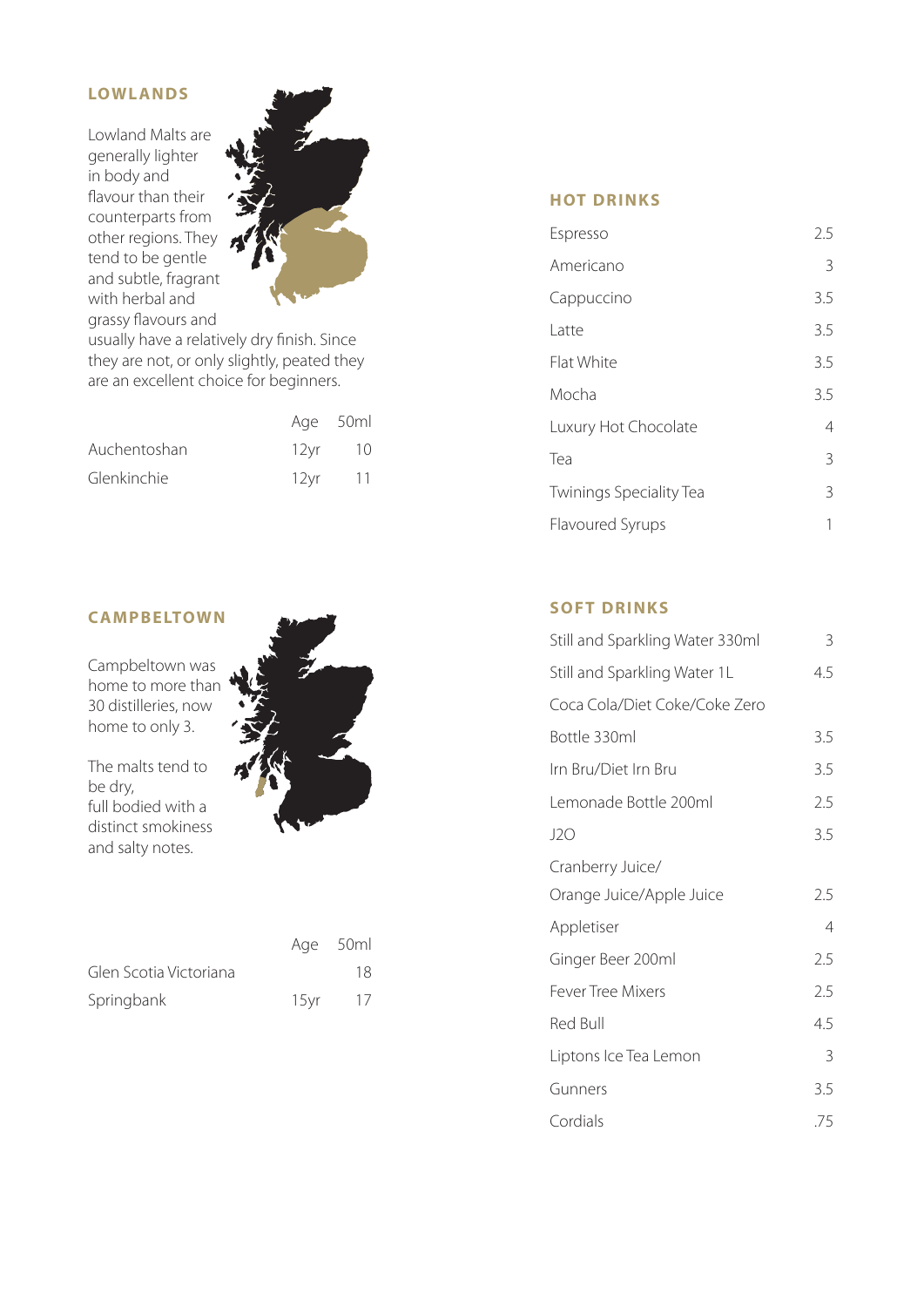## LOWLANDS

Lowland Malts are generally lighter in body and flavour than their counterparts from other regions. They tend to be gentle and subtle, fragrant with herbal and grassy flavours and usually have a relatively dry finish. Since they are not, or only slightly, peated they are an excellent choice for beginners.

| | Age | 50ml |
|---|---|---|
| Auchentoshan | 12yr | 10 |
| Glenkinchie | 12yr | 11 |

## CAMPBELTOWN

Campbeltown was home to more than 30 distilleries, now home to only 3.

The malts tend to be dry, full bodied with a distinct smokiness and salty notes.

| | Age | 50ml |
|---|---|---|
| Glen Scotia Victoriana | | 18 |
| Springbank | 15yr | 17 |

## HOT DRINKS

| | |
|---|---|
| Espresso | 2.5 |
| Americano | 3 |
| Cappuccino | 3.5 |
| Latte | 3.5 |
| Flat White | 3.5 |
| Mocha | 3.5 |
| Luxury Hot Chocolate | 4 |
| Tea | 3 |
| Twinings Speciality Tea | 3 |
| Flavoured Syrups | 1 |

## SOFT DRINKS

| | |
|---|---|
| Still and Sparkling Water 330ml | 3 |
| Still and Sparkling Water 1L | 4.5 |
| Coca Cola/Diet Coke/Coke Zero Bottle 330ml | 3.5 |
| Irn Bru/Diet Irn Bru | 3.5 |
| Lemonade Bottle 200ml | 2.5 |
| J2O | 3.5 |
| Cranberry Juice/ Orange Juice/Apple Juice | 2.5 |
| Appletiser | 4 |
| Ginger Beer 200ml | 2.5 |
| Fever Tree Mixers | 2.5 |
| Red Bull | 4.5 |
| Liptons Ice Tea Lemon | 3 |
| Gunners | 3.5 |
| Cordials | .75 |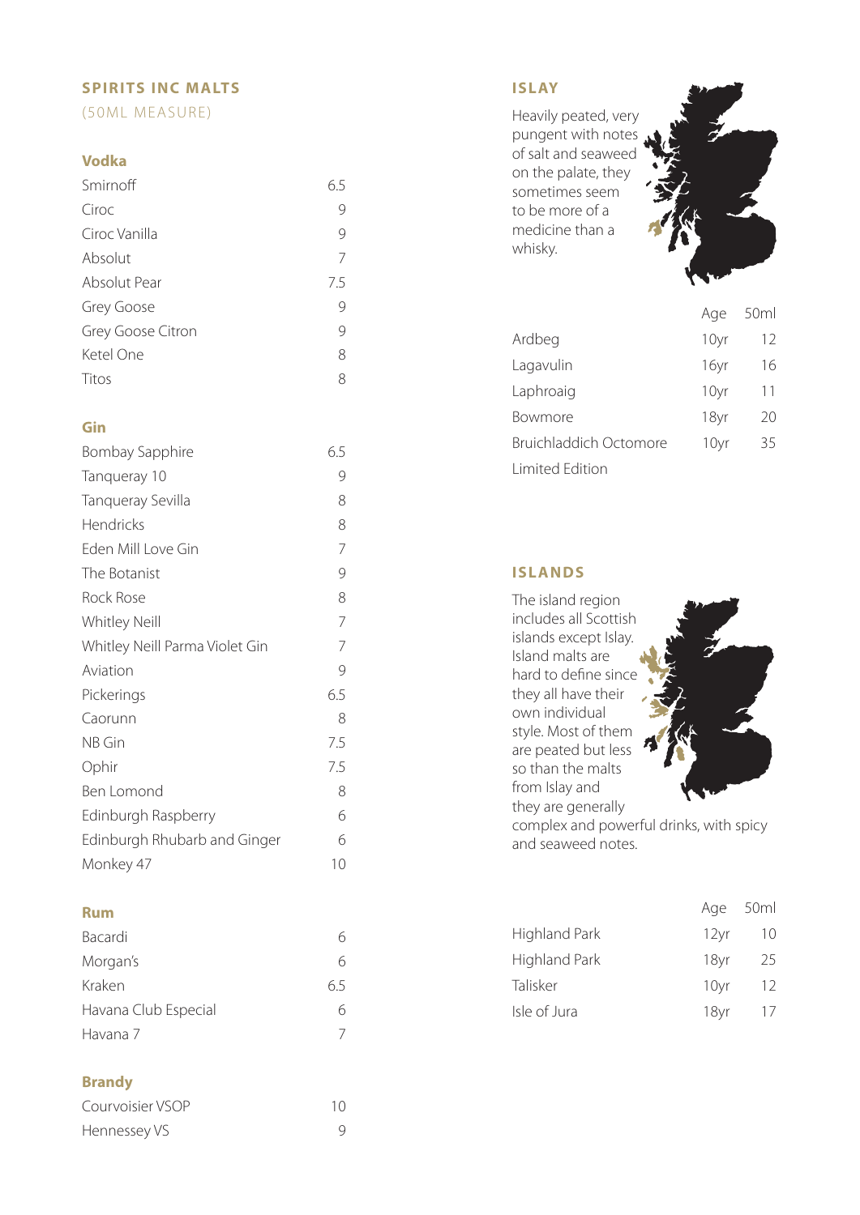## SPIRITS INC MALTS

(50ML MEASURE)

### Vodka

| | |
|---|---|
| Smirnoff | 6.5 |
| Ciroc | 9 |
| Ciroc Vanilla | 9 |
| Absolut | 7 |
| Absolut Pear | 7.5 |
| Grey Goose | 9 |
| Grey Goose Citron | 9 |
| Ketel One | 8 |
| Titos | 8 |

### Gin

| | |
|---|---|
| Bombay Sapphire | 6.5 |
| Tanqueray 10 | 9 |
| Tanqueray Sevilla | 8 |
| Hendricks | 8 |
| Eden Mill Love Gin | 7 |
| The Botanist | 9 |
| Rock Rose | 8 |
| Whitley Neill | 7 |
| Whitley Neill Parma Violet Gin | 7 |
| Aviation | 9 |
| Pickerings | 6.5 |
| Caorunn | 8 |
| NB Gin | 7.5 |
| Ophir | 7.5 |
| Ben Lomond | 8 |
| Edinburgh Raspberry | 6 |
| Edinburgh Rhubarb and Ginger | 6 |
| Monkey 47 | 10 |

### Rum

| | |
|---|---|
| Bacardi | 6 |
| Morgan's | 6 |
| Kraken | 6.5 |
| Havana Club Especial | 6 |
| Havana 7 | 7 |

### Brandy

| | |
|---|---|
| Courvoisier VSOP | 10 |
| Hennessey VS | 9 |

## ISLAY

Heavily peated, very pungent with notes of salt and seaweed on the palate, they sometimes seem to be more of a medicine than a whisky.

| | Age | 50ml |
|---|---|---|
| Ardbeg | 10yr | 12 |
| Lagavulin | 16yr | 16 |
| Laphroaig | 10yr | 11 |
| Bowmore | 18yr | 20 |
| Bruichladdich Octomore Limited Edition | 10yr | 35 |

## ISLANDS

The island region includes all Scottish islands except Islay. Island malts are hard to define since they all have their own individual style. Most of them are peated but less so than the malts from Islay and they are generally complex and powerful drinks, with spicy and seaweed notes.

| | Age | 50ml |
|---|---|---|
| Highland Park | 12yr | 10 |
| Highland Park | 18yr | 25 |
| Talisker | 10yr | 12 |
| Isle of Jura | 18yr | 17 |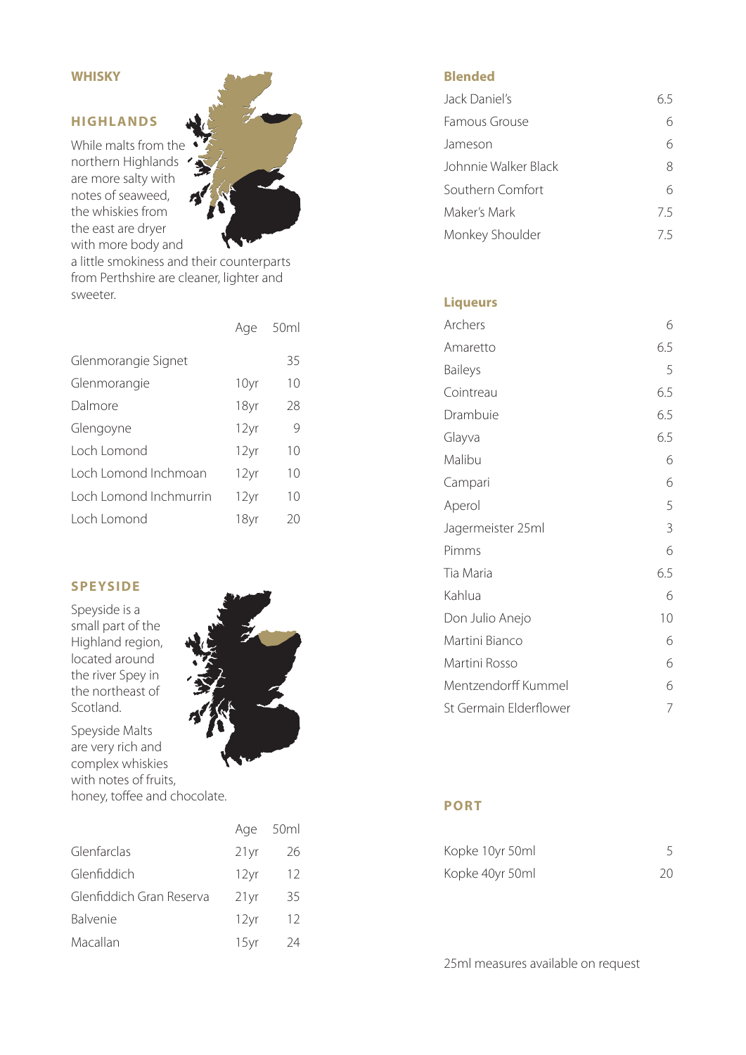# WHISKY

## HIGHLANDS

While malts from the northern Highlands are more salty with notes of seaweed, the whiskies from the east are dryer with more body and a little smokiness and their counterparts from Perthshire are cleaner, lighter and sweeter.

| | Age | 50ml |
|---|---|---|
| Glenmorangie Signet | | 35 |
| Glenmorangie | 10yr | 10 |
| Dalmore | 18yr | 28 |
| Glengoyne | 12yr | 9 |
| Loch Lomond | 12yr | 10 |
| Loch Lomond Inchmoan | 12yr | 10 |
| Loch Lomond Inchmurrin | 12yr | 10 |
| Loch Lomond | 18yr | 20 |

## SPEYSIDE

Speyside is a small part of the Highland region, located around the river Spey in the northeast of Scotland.

Speyside Malts are very rich and complex whiskies with notes of fruits, honey, toffee and chocolate.

| | Age | 50ml |
|---|---|---|
| Glenfarclas | 21yr | 26 |
| Glenfiddich | 12yr | 12 |
| Glenfiddich Gran Reserva | 21yr | 35 |
| Balvenie | 12yr | 12 |
| Macallan | 15yr | 24 |

## Blended

| | |
|---|---|
| Jack Daniel's | 6.5 |
| Famous Grouse | 6 |
| Jameson | 6 |
| Johnnie Walker Black | 8 |
| Southern Comfort | 6 |
| Maker's Mark | 7.5 |
| Monkey Shoulder | 7.5 |

## Liqueurs

| | |
|---|---|
| Archers | 6 |
| Amaretto | 6.5 |
| Baileys | 5 |
| Cointreau | 6.5 |
| Drambuie | 6.5 |
| Glayva | 6.5 |
| Malibu | 6 |
| Campari | 6 |
| Aperol | 5 |
| Jagermeister 25ml | 3 |
| Pimms | 6 |
| Tia Maria | 6.5 |
| Kahlua | 6 |
| Don Julio Anejo | 10 |
| Martini Bianco | 6 |
| Martini Rosso | 6 |
| Mentzendorff Kummel | 6 |
| St Germain Elderflower | 7 |

## PORT

| | |
|---|---|
| Kopke 10yr 50ml | 5 |
| Kopke 40yr 50ml | 20 |

25ml measures available on request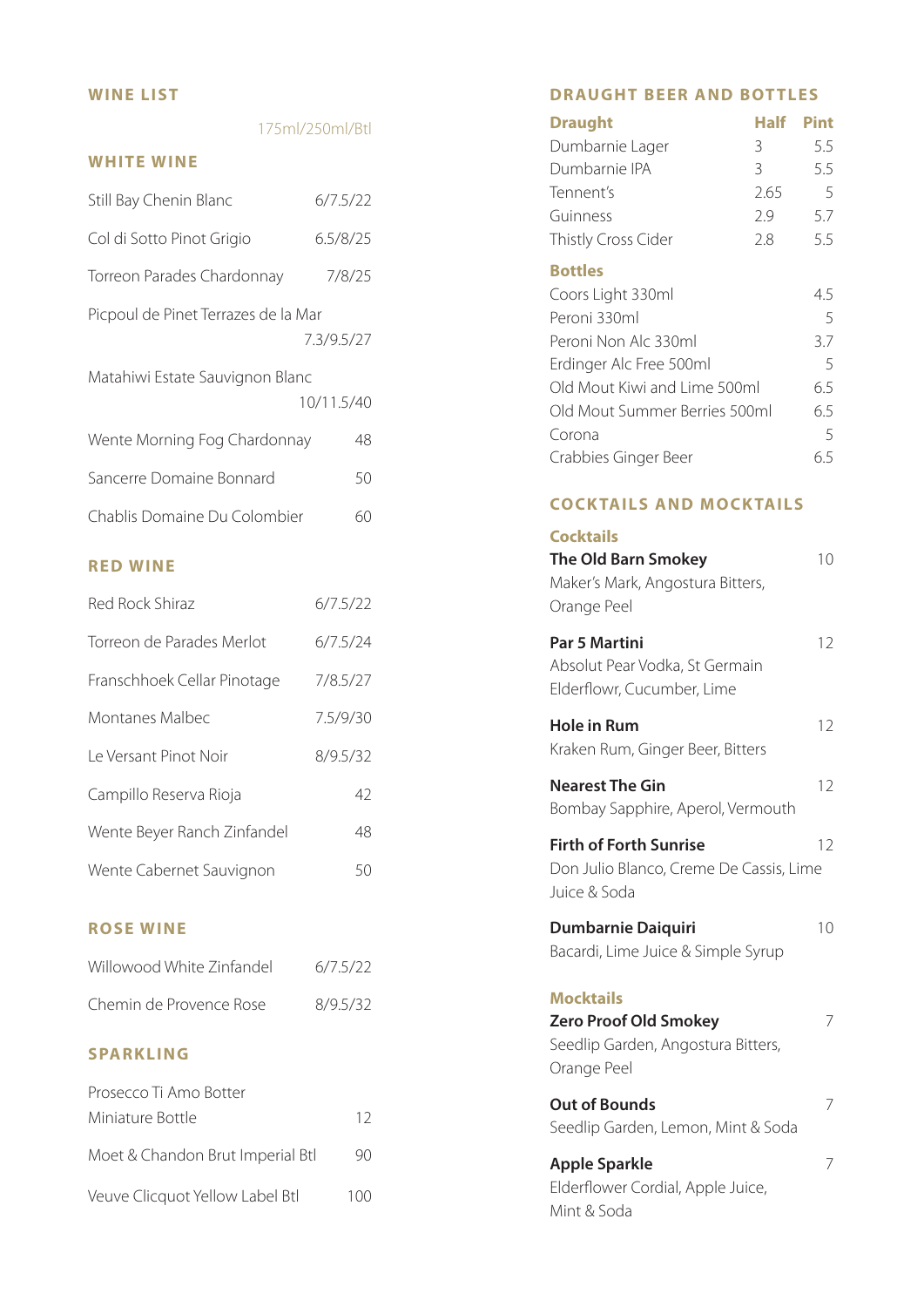## WINE LIST

175ml/250ml/Btl

### WHITE WINE

| | |
|---|---|
| Still Bay Chenin Blanc | 6/7.5/22 |
| Col di Sotto Pinot Grigio | 6.5/8/25 |
| Torreon Parades Chardonnay | 7/8/25 |
| Picpoul de Pinet Terrazes de la Mar | 7.3/9.5/27 |
| Matahiwi Estate Sauvignon Blanc | 10/11.5/40 |
| Wente Morning Fog Chardonnay | 48 |
| Sancerre Domaine Bonnard | 50 |
| Chablis Domaine Du Colombier | 60 |

### RED WINE

| | |
|---|---|
| Red Rock Shiraz | 6/7.5/22 |
| Torreon de Parades Merlot | 6/7.5/24 |
| Franschhoek Cellar Pinotage | 7/8.5/27 |
| Montanes Malbec | 7.5/9/30 |
| Le Versant Pinot Noir | 8/9.5/32 |
| Campillo Reserva Rioja | 42 |
| Wente Beyer Ranch Zinfandel | 48 |
| Wente Cabernet Sauvignon | 50 |

### ROSE WINE

| | |
|---|---|
| Willowood White Zinfandel | 6/7.5/22 |
| Chemin de Provence Rose | 8/9.5/32 |

### SPARKLING

| | |
|---|---|
| Prosecco Ti Amo Botter Miniature Bottle | 12 |
| Moet & Chandon Brut Imperial Btl | 90 |
| Veuve Clicquot Yellow Label Btl | 100 |

## DRAUGHT BEER AND BOTTLES

| Draught | Half | Pint |
|---|---|---|
| Dumbarnie Lager | 3 | 5.5 |
| Dumbarnie IPA | 3 | 5.5 |
| Tennent's | 2.65 | 5 |
| Guinness | 2.9 | 5.7 |
| Thistly Cross Cider | 2.8 | 5.5 |

| Bottles | |
|---|---|
| Coors Light 330ml | 4.5 |
| Peroni 330ml | 5 |
| Peroni Non Alc 330ml | 3.7 |
| Erdinger Alc Free 500ml | 5 |
| Old Mout Kiwi and Lime 500ml | 6.5 |
| Old Mout Summer Berries 500ml | 6.5 |
| Corona | 5 |
| Crabbies Ginger Beer | 6.5 |

## COCKTAILS AND MOCKTAILS

### Cocktails

**The Old Barn Smokey** 10
Maker's Mark, Angostura Bitters, Orange Peel

**Par 5 Martini** 12
Absolut Pear Vodka, St Germain Elderflowr, Cucumber, Lime

**Hole in Rum** 12
Kraken Rum, Ginger Beer, Bitters

**Nearest The Gin** 12
Bombay Sapphire, Aperol, Vermouth

**Firth of Forth Sunrise** 12
Don Julio Blanco, Creme De Cassis, Lime Juice & Soda

**Dumbarnie Daiquiri** 10
Bacardi, Lime Juice & Simple Syrup

### Mocktails

**Zero Proof Old Smokey** 7
Seedlip Garden, Angostura Bitters, Orange Peel

**Out of Bounds** 7
Seedlip Garden, Lemon, Mint & Soda

**Apple Sparkle** 7
Elderflower Cordial, Apple Juice, Mint & Soda